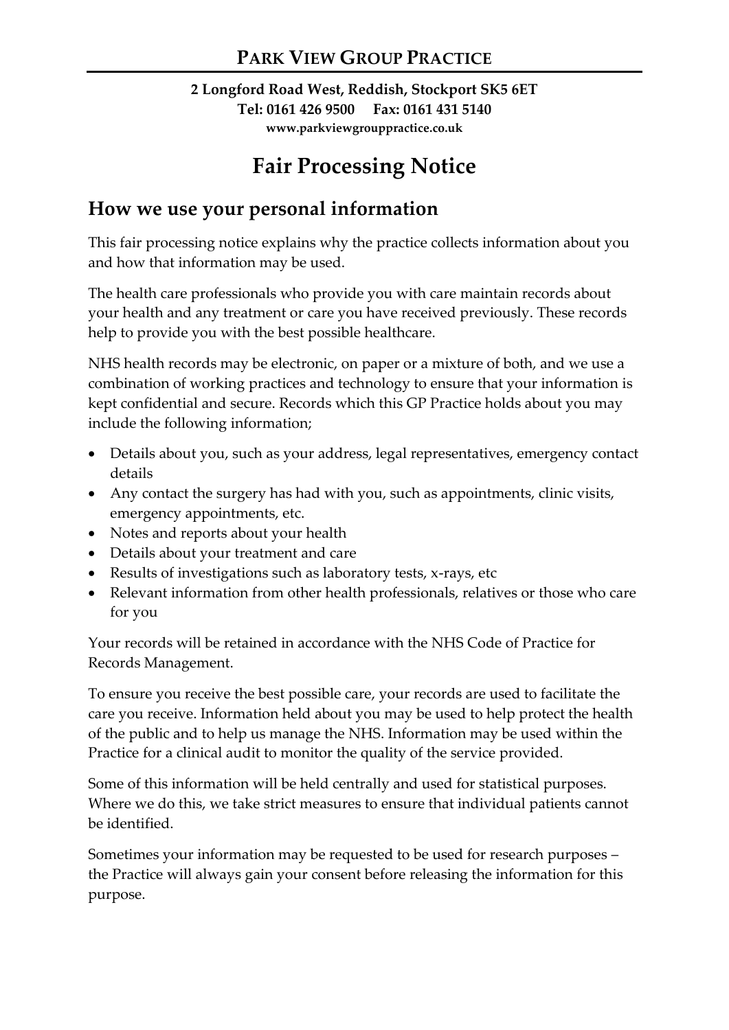# PARK VIEW GROUP PRACTICE

**2 Longford Road West, Reddish, Stockport SK5 6ET**
**Tel: 0161 426 9500 Fax: 0161 431 5140**
**www.parkviewgrouppractice.co.uk**

# Fair Processing Notice

## How we use your personal information

This fair processing notice explains why the practice collects information about you and how that information may be used.

The health care professionals who provide you with care maintain records about your health and any treatment or care you have received previously. These records help to provide you with the best possible healthcare.

NHS health records may be electronic, on paper or a mixture of both, and we use a combination of working practices and technology to ensure that your information is kept confidential and secure. Records which this GP Practice holds about you may include the following information;

- Details about you, such as your address, legal representatives, emergency contact details
- Any contact the surgery has had with you, such as appointments, clinic visits, emergency appointments, etc.
- Notes and reports about your health
- Details about your treatment and care
- Results of investigations such as laboratory tests, x-rays, etc
- Relevant information from other health professionals, relatives or those who care for you

Your records will be retained in accordance with the NHS Code of Practice for Records Management.

To ensure you receive the best possible care, your records are used to facilitate the care you receive. Information held about you may be used to help protect the health of the public and to help us manage the NHS. Information may be used within the Practice for a clinical audit to monitor the quality of the service provided.

Some of this information will be held centrally and used for statistical purposes. Where we do this, we take strict measures to ensure that individual patients cannot be identified.

Sometimes your information may be requested to be used for research purposes – the Practice will always gain your consent before releasing the information for this purpose.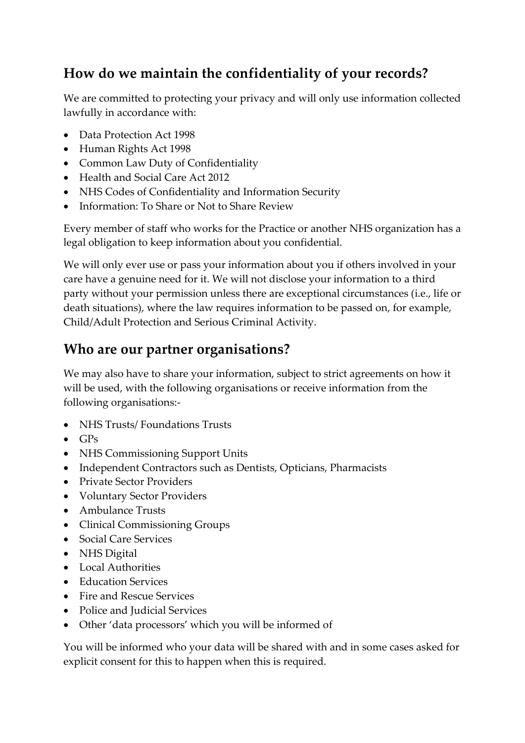## How do we maintain the confidentiality of your records?

We are committed to protecting your privacy and will only use information collected lawfully in accordance with:

- Data Protection Act 1998
- Human Rights Act 1998
- Common Law Duty of Confidentiality
- Health and Social Care Act 2012
- NHS Codes of Confidentiality and Information Security
- Information: To Share or Not to Share Review

Every member of staff who works for the Practice or another NHS organization has a legal obligation to keep information about you confidential.

We will only ever use or pass your information about you if others involved in your care have a genuine need for it. We will not disclose your information to a third party without your permission unless there are exceptional circumstances (i.e., life or death situations), where the law requires information to be passed on, for example, Child/Adult Protection and Serious Criminal Activity.

## Who are our partner organisations?

We may also have to share your information, subject to strict agreements on how it will be used, with the following organisations or receive information from the following organisations:-

- NHS Trusts/ Foundations Trusts
- GPs
- NHS Commissioning Support Units
- Independent Contractors such as Dentists, Opticians, Pharmacists
- Private Sector Providers
- Voluntary Sector Providers
- Ambulance Trusts
- Clinical Commissioning Groups
- Social Care Services
- NHS Digital
- Local Authorities
- Education Services
- Fire and Rescue Services
- Police and Judicial Services
- Other 'data processors' which you will be informed of

You will be informed who your data will be shared with and in some cases asked for explicit consent for this to happen when this is required.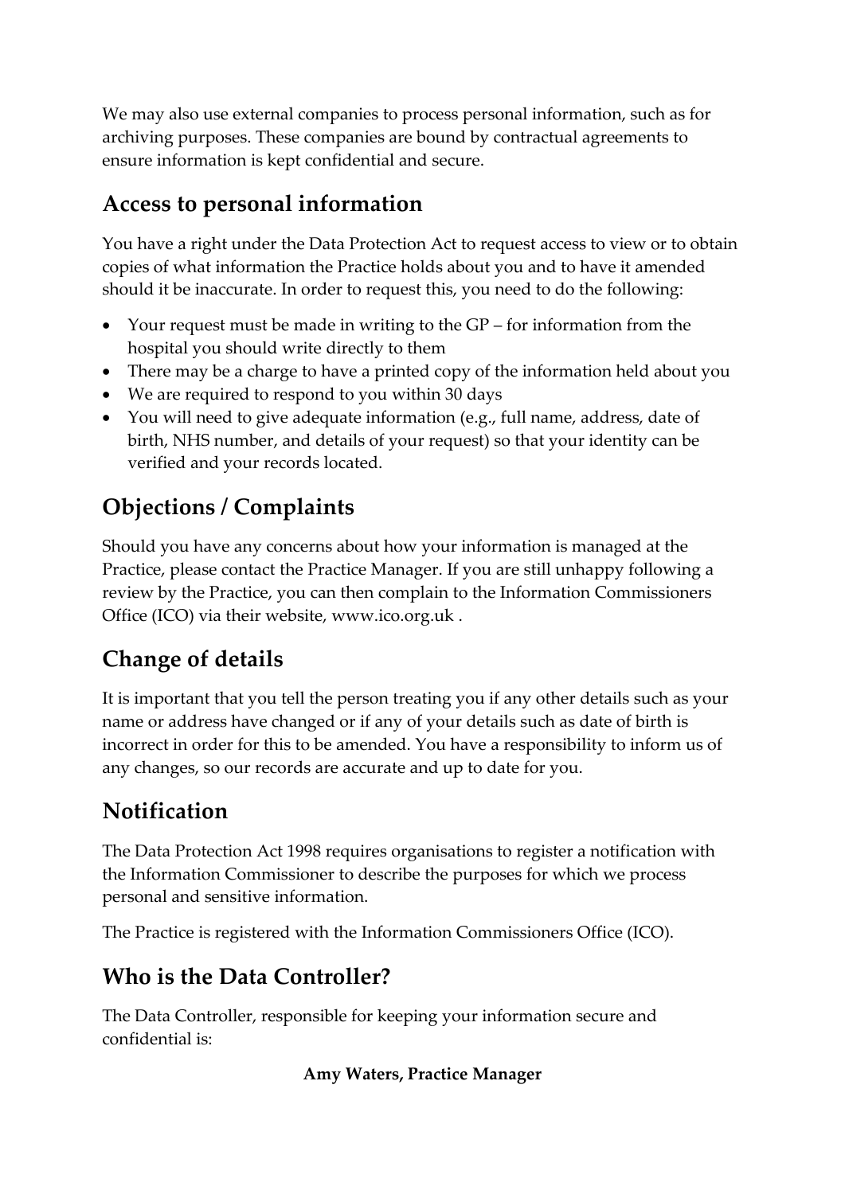We may also use external companies to process personal information, such as for archiving purposes. These companies are bound by contractual agreements to ensure information is kept confidential and secure.

## Access to personal information

You have a right under the Data Protection Act to request access to view or to obtain copies of what information the Practice holds about you and to have it amended should it be inaccurate. In order to request this, you need to do the following:

- Your request must be made in writing to the GP – for information from the hospital you should write directly to them
- There may be a charge to have a printed copy of the information held about you
- We are required to respond to you within 30 days
- You will need to give adequate information (e.g., full name, address, date of birth, NHS number, and details of your request) so that your identity can be verified and your records located.

## Objections / Complaints

Should you have any concerns about how your information is managed at the Practice, please contact the Practice Manager. If you are still unhappy following a review by the Practice, you can then complain to the Information Commissioners Office (ICO) via their website, www.ico.org.uk .

## Change of details

It is important that you tell the person treating you if any other details such as your name or address have changed or if any of your details such as date of birth is incorrect in order for this to be amended. You have a responsibility to inform us of any changes, so our records are accurate and up to date for you.

## Notification

The Data Protection Act 1998 requires organisations to register a notification with the Information Commissioner to describe the purposes for which we process personal and sensitive information.

The Practice is registered with the Information Commissioners Office (ICO).

## Who is the Data Controller?

The Data Controller, responsible for keeping your information secure and confidential is:

**Amy Waters, Practice Manager**